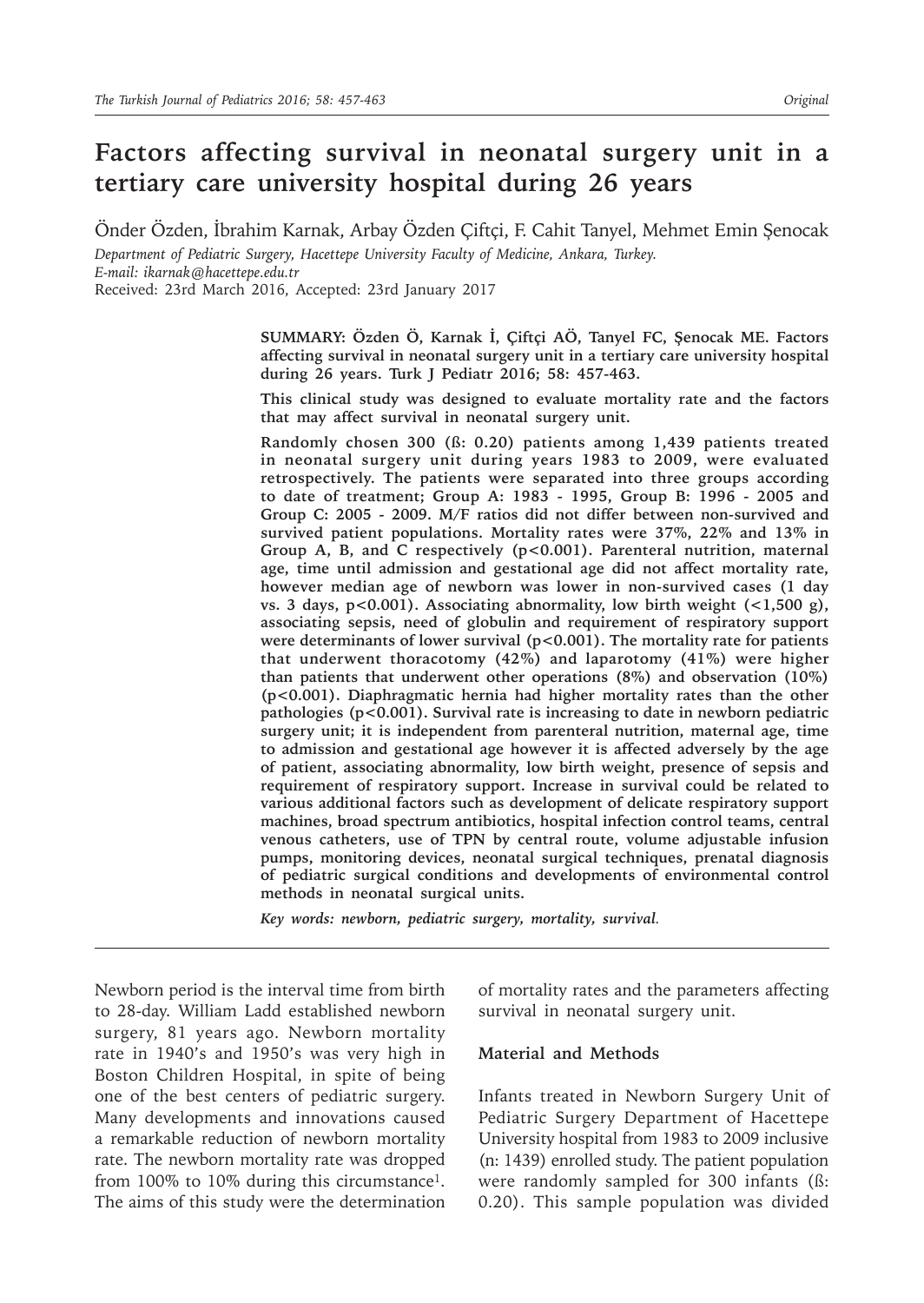# Factors affecting survival in neonatal surgery unit in a tertiary care university hospital during 26 years

Önder Özden, İbrahim Karnak, Arbay Özden Çiftçi, F. Cahit Tanyel, Mehmet Emin Şenocak

*Department of Pediatric Surgery, Hacettepe University Faculty of Medicine, Ankara, Turkey.*
*E-mail: ikarnak@hacettepe.edu.tr*
Received: 23rd March 2016, Accepted: 23rd January 2017

**SUMMARY: Özden Ö, Karnak İ, Çiftçi AÖ, Tanyel FC, Şenocak ME. Factors affecting survival in neonatal surgery unit in a tertiary care university hospital during 26 years. Turk J Pediatr 2016; 58: 457-463.**

**This clinical study was designed to evaluate mortality rate and the factors that may affect survival in neonatal surgery unit.**

**Randomly chosen 300 (ß: 0.20) patients among 1,439 patients treated in neonatal surgery unit during years 1983 to 2009, were evaluated retrospectively. The patients were separated into three groups according to date of treatment; Group A: 1983 - 1995, Group B: 1996 - 2005 and Group C: 2005 - 2009. M/F ratios did not differ between non-survived and survived patient populations. Mortality rates were 37%, 22% and 13% in Group A, B, and C respectively ($p<0.001$). Parenteral nutrition, maternal age, time until admission and gestational age did not affect mortality rate, however median age of newborn was lower in non-survived cases (1 day vs. 3 days, $p<0.001$). Associating abnormality, low birth weight (<1,500 g), associating sepsis, need of globulin and requirement of respiratory support were determinants of lower survival ($p<0.001$). The mortality rate for patients that underwent thoracotomy (42%) and laparotomy (41%) were higher than patients that underwent other operations (8%) and observation (10%) ($p<0.001$). Diaphragmatic hernia had higher mortality rates than the other pathologies ($p<0.001$). Survival rate is increasing to date in newborn pediatric surgery unit; it is independent from parenteral nutrition, maternal age, time to admission and gestational age however it is affected adversely by the age of patient, associating abnormality, low birth weight, presence of sepsis and requirement of respiratory support. Increase in survival could be related to various additional factors such as development of delicate respiratory support machines, broad spectrum antibiotics, hospital infection control teams, central venous catheters, use of TPN by central route, volume adjustable infusion pumps, monitoring devices, neonatal surgical techniques, prenatal diagnosis of pediatric surgical conditions and developments of environmental control methods in neonatal surgical units.**

***Key words: newborn, pediatric surgery, mortality, survival.***

---

Newborn period is the interval time from birth to 28-day. William Ladd established newborn surgery, 81 years ago. Newborn mortality rate in 1940's and 1950's was very high in Boston Children Hospital, in spite of being one of the best centers of pediatric surgery. Many developments and innovations caused a remarkable reduction of newborn mortality rate. The newborn mortality rate was dropped from 100% to 10% during this circumstance[1]. The aims of this study were the determination of mortality rates and the parameters affecting survival in neonatal surgery unit.

## Material and Methods

Infants treated in Newborn Surgery Unit of Pediatric Surgery Department of Hacettepe University hospital from 1983 to 2009 inclusive (n: 1439) enrolled study. The patient population were randomly sampled for 300 infants (ß: 0.20). This sample population was divided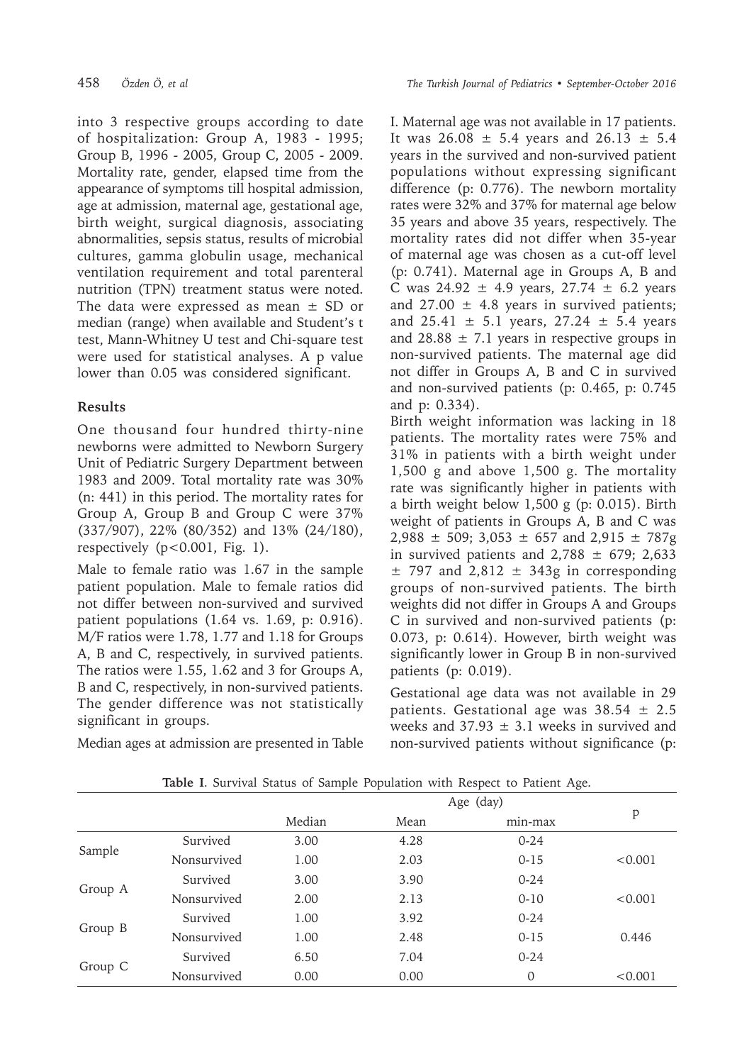into 3 respective groups according to date of hospitalization: Group A, 1983 - 1995; Group B, 1996 - 2005, Group C, 2005 - 2009. Mortality rate, gender, elapsed time from the appearance of symptoms till hospital admission, age at admission, maternal age, gestational age, birth weight, surgical diagnosis, associating abnormalities, sepsis status, results of microbial cultures, gamma globulin usage, mechanical ventilation requirement and total parenteral nutrition (TPN) treatment status were noted. The data were expressed as mean ± SD or median (range) when available and Student's t test, Mann-Whitney U test and Chi-square test were used for statistical analyses. A p value lower than 0.05 was considered significant.

## Results

One thousand four hundred thirty-nine newborns were admitted to Newborn Surgery Unit of Pediatric Surgery Department between 1983 and 2009. Total mortality rate was 30% (n: 441) in this period. The mortality rates for Group A, Group B and Group C were 37% (337/907), 22% (80/352) and 13% (24/180), respectively (p<0.001, Fig. 1).

Male to female ratio was 1.67 in the sample patient population. Male to female ratios did not differ between non-survived and survived patient populations (1.64 vs. 1.69, p: 0.916). M/F ratios were 1.78, 1.77 and 1.18 for Groups A, B and C, respectively, in survived patients. The ratios were 1.55, 1.62 and 3 for Groups A, B and C, respectively, in non-survived patients. The gender difference was not statistically significant in groups.

Median ages at admission are presented in Table I. Maternal age was not available in 17 patients. It was 26.08 ± 5.4 years and 26.13 ± 5.4 years in the survived and non-survived patient populations without expressing significant difference (p: 0.776). The newborn mortality rates were 32% and 37% for maternal age below 35 years and above 35 years, respectively. The mortality rates did not differ when 35-year of maternal age was chosen as a cut-off level (p: 0.741). Maternal age in Groups A, B and C was 24.92 ± 4.9 years, 27.74 ± 6.2 years and 27.00 ± 4.8 years in survived patients; and 25.41 ± 5.1 years, 27.24 ± 5.4 years and 28.88 ± 7.1 years in respective groups in non-survived patients. The maternal age did not differ in Groups A, B and C in survived and non-survived patients (p: 0.465, p: 0.745 and p: 0.334).

Birth weight information was lacking in 18 patients. The mortality rates were 75% and 31% in patients with a birth weight under 1,500 g and above 1,500 g. The mortality rate was significantly higher in patients with a birth weight below 1,500 g (p: 0.015). Birth weight of patients in Groups A, B and C was 2,988 ± 509; 3,053 ± 657 and 2,915 ± 787g in survived patients and 2,788 ± 679; 2,633 ± 797 and 2,812 ± 343g in corresponding groups of non-survived patients. The birth weights did not differ in Groups A and Groups C in survived and non-survived patients (p: 0.073, p: 0.614). However, birth weight was significantly lower in Group B in non-survived patients (p: 0.019).

Gestational age data was not available in 29 patients. Gestational age was 38.54 ± 2.5 weeks and 37.93 ± 3.1 weeks in survived and non-survived patients without significance (p:

**Table I**. Survival Status of Sample Population with Respect to Patient Age.

| | | Age (day) | | | p |
|---|---|---|---|---|---|
| | | Median | Mean | min-max | |
| Sample | Survived | 3.00 | 4.28 | 0-24 | |
| | Nonsurvived | 1.00 | 2.03 | 0-15 | <0.001 |
| Group A | Survived | 3.00 | 3.90 | 0-24 | |
| | Nonsurvived | 2.00 | 2.13 | 0-10 | <0.001 |
| Group B | Survived | 1.00 | 3.92 | 0-24 | |
| | Nonsurvived | 1.00 | 2.48 | 0-15 | 0.446 |
| Group C | Survived | 6.50 | 7.04 | 0-24 | |
| | Nonsurvived | 0.00 | 0.00 | 0 | <0.001 |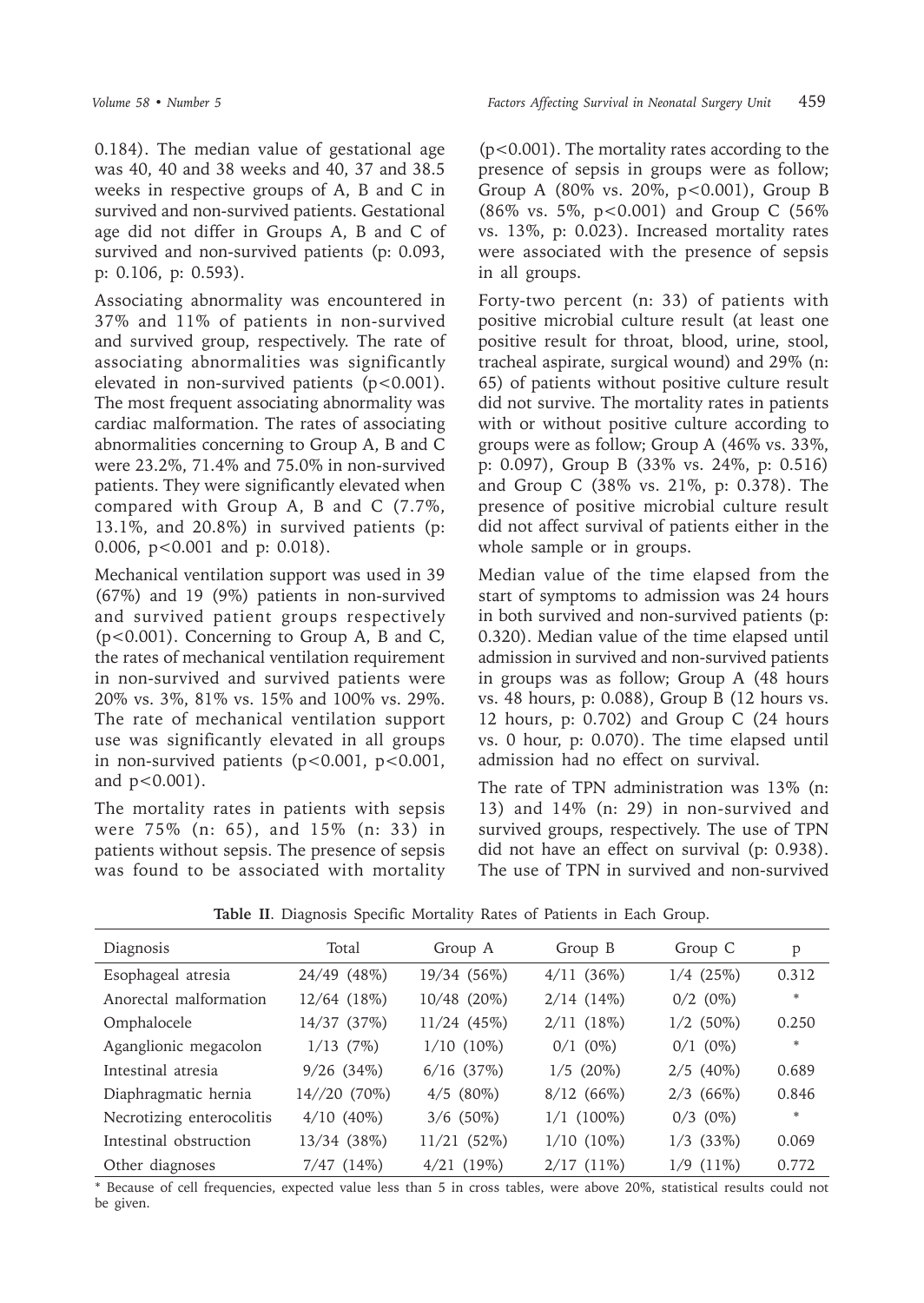0.184). The median value of gestational age was 40, 40 and 38 weeks and 40, 37 and 38.5 weeks in respective groups of A, B and C in survived and non-survived patients. Gestational age did not differ in Groups A, B and C of survived and non-survived patients (p: 0.093, p: 0.106, p: 0.593).

Associating abnormality was encountered in 37% and 11% of patients in non-survived and survived group, respectively. The rate of associating abnormalities was significantly elevated in non-survived patients ($p<0.001$). The most frequent associating abnormality was cardiac malformation. The rates of associating abnormalities concerning to Group A, B and C were 23.2%, 71.4% and 75.0% in non-survived patients. They were significantly elevated when compared with Group A, B and C (7.7%, 13.1%, and 20.8%) in survived patients (p: 0.006, $p<0.001$ and p: 0.018).

Mechanical ventilation support was used in 39 (67%) and 19 (9%) patients in non-survived and survived patient groups respectively ($p<0.001$). Concerning to Group A, B and C, the rates of mechanical ventilation requirement in non-survived and survived patients were 20% vs. 3%, 81% vs. 15% and 100% vs. 29%. The rate of mechanical ventilation support use was significantly elevated in all groups in non-survived patients ($p<0.001$, $p<0.001$, and $p<0.001$).

The mortality rates in patients with sepsis were 75% (n: 65), and 15% (n: 33) in patients without sepsis. The presence of sepsis was found to be associated with mortality ($p<0.001$). The mortality rates according to the presence of sepsis in groups were as follow; Group A (80% vs. 20%, $p<0.001$), Group B (86% vs. 5%, $p<0.001$) and Group C (56% vs. 13%, p: 0.023). Increased mortality rates were associated with the presence of sepsis in all groups.

Forty-two percent (n: 33) of patients with positive microbial culture result (at least one positive result for throat, blood, urine, stool, tracheal aspirate, surgical wound) and 29% (n: 65) of patients without positive culture result did not survive. The mortality rates in patients with or without positive culture according to groups were as follow; Group A (46% vs. 33%, p: 0.097), Group B (33% vs. 24%, p: 0.516) and Group C (38% vs. 21%, p: 0.378). The presence of positive microbial culture result did not affect survival of patients either in the whole sample or in groups.

Median value of the time elapsed from the start of symptoms to admission was 24 hours in both survived and non-survived patients (p: 0.320). Median value of the time elapsed until admission in survived and non-survived patients in groups was as follow; Group A (48 hours vs. 48 hours, p: 0.088), Group B (12 hours vs. 12 hours, p: 0.702) and Group C (24 hours vs. 0 hour, p: 0.070). The time elapsed until admission had no effect on survival.

The rate of TPN administration was 13% (n: 13) and 14% (n: 29) in non-survived and survived groups, respectively. The use of TPN did not have an effect on survival (p: 0.938). The use of TPN in survived and non-survived

**Table II**. Diagnosis Specific Mortality Rates of Patients in Each Group.

| Diagnosis | Total | Group A | Group B | Group C | p |
|---|---|---|---|---|---|
| Esophageal atresia | 24/49 (48%) | 19/34 (56%) | 4/11 (36%) | 1/4 (25%) | 0.312 |
| Anorectal malformation | 12/64 (18%) | 10/48 (20%) | 2/14 (14%) | 0/2 (0%) | * |
| Omphalocele | 14/37 (37%) | 11/24 (45%) | 2/11 (18%) | 1/2 (50%) | 0.250 |
| Aganglionic megacolon | 1/13 (7%) | 1/10 (10%) | 0/1 (0%) | 0/1 (0%) | * |
| Intestinal atresia | 9/26 (34%) | 6/16 (37%) | 1/5 (20%) | 2/5 (40%) | 0.689 |
| Diaphragmatic hernia | 14//20 (70%) | 4/5 (80%) | 8/12 (66%) | 2/3 (66%) | 0.846 |
| Necrotizing enterocolitis | 4/10 (40%) | 3/6 (50%) | 1/1 (100%) | 0/3 (0%) | * |
| Intestinal obstruction | 13/34 (38%) | 11/21 (52%) | 1/10 (10%) | 1/3 (33%) | 0.069 |
| Other diagnoses | 7/47 (14%) | 4/21 (19%) | 2/17 (11%) | 1/9 (11%) | 0.772 |

* Because of cell frequencies, expected value less than 5 in cross tables, were above 20%, statistical results could not be given.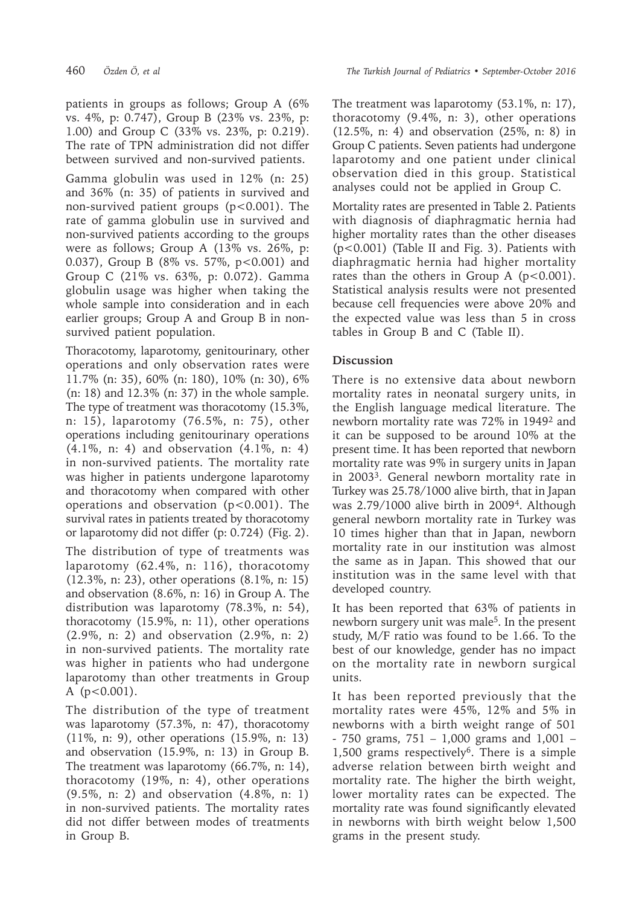patients in groups as follows; Group A (6% vs. 4%, p: 0.747), Group B (23% vs. 23%, p: 1.00) and Group C (33% vs. 23%, p: 0.219). The rate of TPN administration did not differ between survived and non-survived patients.

Gamma globulin was used in 12% (n: 25) and 36% (n: 35) of patients in survived and non-survived patient groups (p<0.001). The rate of gamma globulin use in survived and non-survived patients according to the groups were as follows; Group A (13% vs. 26%, p: 0.037), Group B (8% vs. 57%, p<0.001) and Group C (21% vs. 63%, p: 0.072). Gamma globulin usage was higher when taking the whole sample into consideration and in each earlier groups; Group A and Group B in non-survived patient population.

Thoracotomy, laparotomy, genitourinary, other operations and only observation rates were 11.7% (n: 35), 60% (n: 180), 10% (n: 30), 6% (n: 18) and 12.3% (n: 37) in the whole sample. The type of treatment was thoracotomy (15.3%, n: 15), laparotomy (76.5%, n: 75), other operations including genitourinary operations (4.1%, n: 4) and observation (4.1%, n: 4) in non-survived patients. The mortality rate was higher in patients undergone laparotomy and thoracotomy when compared with other operations and observation (p<0.001). The survival rates in patients treated by thoracotomy or laparotomy did not differ (p: 0.724) (Fig. 2).

The distribution of type of treatments was laparotomy (62.4%, n: 116), thoracotomy (12.3%, n: 23), other operations (8.1%, n: 15) and observation (8.6%, n: 16) in Group A. The distribution was laparotomy (78.3%, n: 54), thoracotomy (15.9%, n: 11), other operations (2.9%, n: 2) and observation (2.9%, n: 2) in non-survived patients. The mortality rate was higher in patients who had undergone laparotomy than other treatments in Group A (p<0.001).

The distribution of the type of treatment was laparotomy (57.3%, n: 47), thoracotomy (11%, n: 9), other operations (15.9%, n: 13) and observation (15.9%, n: 13) in Group B. The treatment was laparotomy (66.7%, n: 14), thoracotomy (19%, n: 4), other operations (9.5%, n: 2) and observation (4.8%, n: 1) in non-survived patients. The mortality rates did not differ between modes of treatments in Group B.

The treatment was laparotomy (53.1%, n: 17), thoracotomy (9.4%, n: 3), other operations (12.5%, n: 4) and observation (25%, n: 8) in Group C patients. Seven patients had undergone laparotomy and one patient under clinical observation died in this group. Statistical analyses could not be applied in Group C.

Mortality rates are presented in Table 2. Patients with diagnosis of diaphragmatic hernia had higher mortality rates than the other diseases (p<0.001) (Table II and Fig. 3). Patients with diaphragmatic hernia had higher mortality rates than the others in Group A (p<0.001). Statistical analysis results were not presented because cell frequencies were above 20% and the expected value was less than 5 in cross tables in Group B and C (Table II).

## Discussion

There is no extensive data about newborn mortality rates in neonatal surgery units, in the English language medical literature. The newborn mortality rate was 72% in 1949[2] and it can be supposed to be around 10% at the present time. It has been reported that newborn mortality rate was 9% in surgery units in Japan in 2003[3]. General newborn mortality rate in Turkey was 25.78/1000 alive birth, that in Japan was 2.79/1000 alive birth in 2009[4]. Although general newborn mortality rate in Turkey was 10 times higher than that in Japan, newborn mortality rate in our institution was almost the same as in Japan. This showed that our institution was in the same level with that developed country.

It has been reported that 63% of patients in newborn surgery unit was male[5]. In the present study, M/F ratio was found to be 1.66. To the best of our knowledge, gender has no impact on the mortality rate in newborn surgical units.

It has been reported previously that the mortality rates were 45%, 12% and 5% in newborns with a birth weight range of 501 - 750 grams, 751 – 1,000 grams and 1,001 – 1,500 grams respectively[6]. There is a simple adverse relation between birth weight and mortality rate. The higher the birth weight, lower mortality rates can be expected. The mortality rate was found significantly elevated in newborns with birth weight below 1,500 grams in the present study.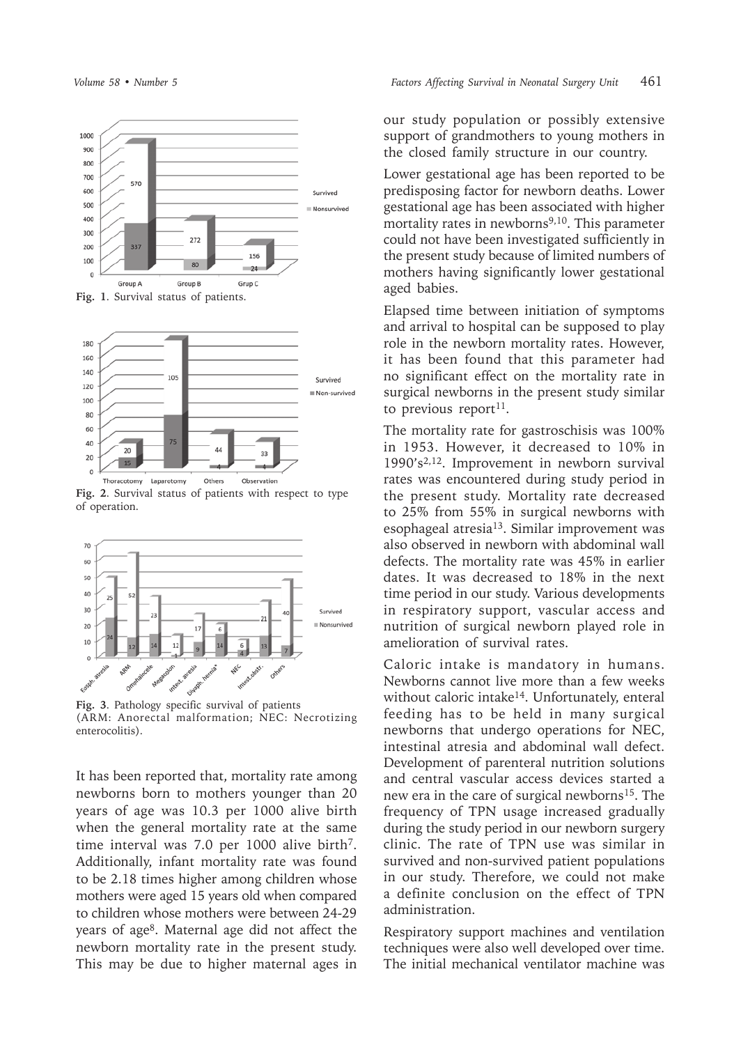Fig. 1. Survival status of patients.

Fig. 2. Survival status of patients with respect to type of operation.

Fig. 3. Pathology specific survival of patients (ARM: Anorectal malformation; NEC: Necrotizing enterocolitis).

It has been reported that, mortality rate among newborns born to mothers younger than 20 years of age was 10.3 per 1000 alive birth when the general mortality rate at the same time interval was 7.0 per 1000 alive birth[7]. Additionally, infant mortality rate was found to be 2.18 times higher among children whose mothers were aged 15 years old when compared to children whose mothers were between 24-29 years of age[8]. Maternal age did not affect the newborn mortality rate in the present study. This may be due to higher maternal ages in our study population or possibly extensive support of grandmothers to young mothers in the closed family structure in our country.

Lower gestational age has been reported to be predisposing factor for newborn deaths. Lower gestational age has been associated with higher mortality rates in newborns[9,10]. This parameter could not have been investigated sufficiently in the present study because of limited numbers of mothers having significantly lower gestational aged babies.

Elapsed time between initiation of symptoms and arrival to hospital can be supposed to play role in the newborn mortality rates. However, it has been found that this parameter had no significant effect on the mortality rate in surgical newborns in the present study similar to previous report[11].

The mortality rate for gastroschisis was 100% in 1953. However, it decreased to 10% in 1990's[2,12]. Improvement in newborn survival rates was encountered during study period in the present study. Mortality rate decreased to 25% from 55% in surgical newborns with esophageal atresia[13]. Similar improvement was also observed in newborn with abdominal wall defects. The mortality rate was 45% in earlier dates. It was decreased to 18% in the next time period in our study. Various developments in respiratory support, vascular access and nutrition of surgical newborn played role in amelioration of survival rates.

Caloric intake is mandatory in humans. Newborns cannot live more than a few weeks without caloric intake[14]. Unfortunately, enteral feeding has to be held in many surgical newborns that undergo operations for NEC, intestinal atresia and abdominal wall defect. Development of parenteral nutrition solutions and central vascular access devices started a new era in the care of surgical newborns[15]. The frequency of TPN usage increased gradually during the study period in our newborn surgery clinic. The rate of TPN use was similar in survived and non-survived patient populations in our study. Therefore, we could not make a definite conclusion on the effect of TPN administration.

Respiratory support machines and ventilation techniques were also well developed over time. The initial mechanical ventilator machine was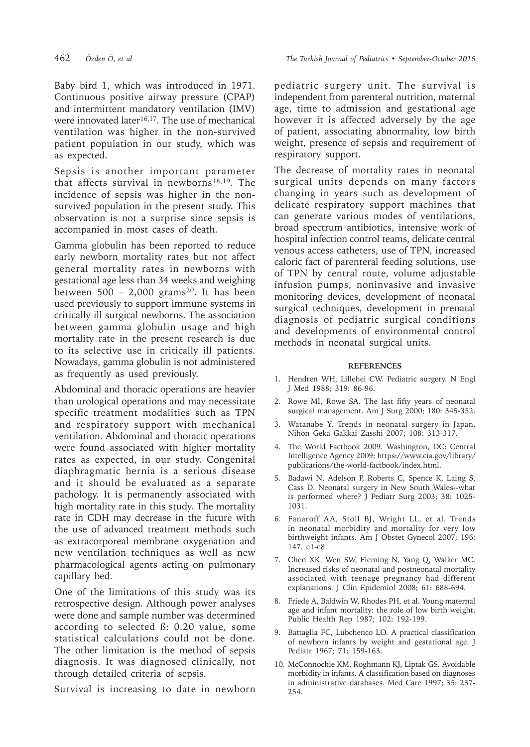Baby bird 1, which was introduced in 1971. Continuous positive airway pressure (CPAP) and intermittent mandatory ventilation (IMV) were innovated later[16,17]. The use of mechanical ventilation was higher in the non-survived patient population in our study, which was as expected.

Sepsis is another important parameter that affects survival in newborns[18,19]. The incidence of sepsis was higher in the non-survived population in the present study. This observation is not a surprise since sepsis is accompanied in most cases of death.

Gamma globulin has been reported to reduce early newborn mortality rates but not affect general mortality rates in newborns with gestational age less than 34 weeks and weighing between 500 – 2,000 grams[20]. It has been used previously to support immune systems in critically ill surgical newborns. The association between gamma globulin usage and high mortality rate in the present research is due to its selective use in critically ill patients. Nowadays, gamma globulin is not administered as frequently as used previously.

Abdominal and thoracic operations are heavier than urological operations and may necessitate specific treatment modalities such as TPN and respiratory support with mechanical ventilation. Abdominal and thoracic operations were found associated with higher mortality rates as expected, in our study. Congenital diaphragmatic hernia is a serious disease and it should be evaluated as a separate pathology. It is permanently associated with high mortality rate in this study. The mortality rate in CDH may decrease in the future with the use of advanced treatment methods such as extracorporeal membrane oxygenation and new ventilation techniques as well as new pharmacological agents acting on pulmonary capillary bed.

One of the limitations of this study was its retrospective design. Although power analyses were done and sample number was determined according to selected ß: 0.20 value, some statistical calculations could not be done. The other limitation is the method of sepsis diagnosis. It was diagnosed clinically, not through detailed criteria of sepsis.

Survival is increasing to date in newborn pediatric surgery unit. The survival is independent from parenteral nutrition, maternal age, time to admission and gestational age however it is affected adversely by the age of patient, associating abnormality, low birth weight, presence of sepsis and requirement of respiratory support.

The decrease of mortality rates in neonatal surgical units depends on many factors changing in years such as development of delicate respiratory support machines that can generate various modes of ventilations, broad spectrum antibiotics, intensive work of hospital infection control teams, delicate central venous access catheters, use of TPN, increased caloric fact of parenteral feeding solutions, use of TPN by central route, volume adjustable infusion pumps, noninvasive and invasive monitoring devices, development of neonatal surgical techniques, development in prenatal diagnosis of pediatric surgical conditions and developments of environmental control methods in neonatal surgical units.

## REFERENCES

1. Hendren WH, Lillehei CW. Pediatric surgery. N Engl J Med 1988; 319: 86-96.
2. Rowe MI, Rowe SA. The last fifty years of neonatal surgical management. Am J Surg 2000; 180: 345-352.
3. Watanabe Y. Trends in neonatal surgery in Japan. Nihon Geka Gakkai Zasshi 2007; 108: 313-317.
4. The World Factbook 2009. Washington, DC: Central Intelligence Agency 2009; https://www.cia.gov/library/publications/the-world-factbook/index.html.
5. Badawi N, Adelson P, Roberts C, Spence K, Laing S, Cass D. Neonatal surgery in New South Wales--what is performed where? J Pediatr Surg 2003; 38: 1025-1031.
6. Fanaroff AA, Stoll BJ, Wright LL, et al. Trends in neonatal morbidity and mortality for very low birthweight infants. Am J Obstet Gynecol 2007; 196: 147. e1-e8.
7. Chen XK, Wen SW, Fleming N, Yang Q, Walker MC. Increased risks of neonatal and postneonatal mortality associated with teenage pregnancy had different explanations. J Clin Epidemiol 2008; 61: 688-694.
8. Friede A, Baldwin W, Rhodes PH, et al. Young maternal age and infant mortality: the role of low birth weight. Public Health Rep 1987; 102: 192-199.
9. Battaglia FC, Lubchenco LO. A practical classification of newborn infants by weight and gestational age. J Pediatr 1967; 71: 159-163.
10. McConnochie KM, Roghmann KJ, Liptak GS. Avoidable morbidity in infants. A classification based on diagnoses in administrative databases. Med Care 1997; 35: 237-254.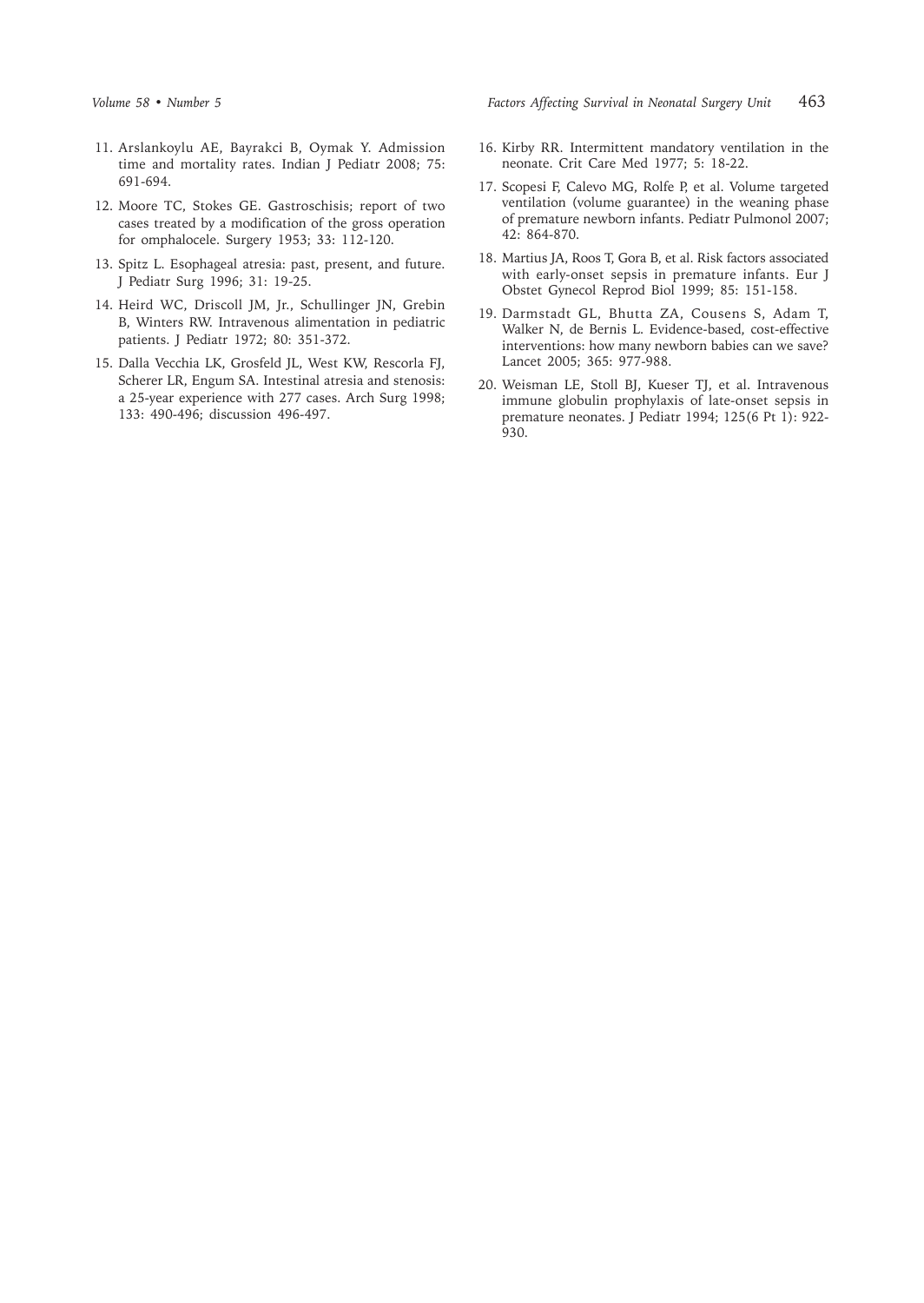11. Arslankoylu AE, Bayrakci B, Oymak Y. Admission time and mortality rates. Indian J Pediatr 2008; 75: 691-694.

12. Moore TC, Stokes GE. Gastroschisis; report of two cases treated by a modification of the gross operation for omphalocele. Surgery 1953; 33: 112-120.

13. Spitz L. Esophageal atresia: past, present, and future. J Pediatr Surg 1996; 31: 19-25.

14. Heird WC, Driscoll JM, Jr., Schullinger JN, Grebin B, Winters RW. Intravenous alimentation in pediatric patients. J Pediatr 1972; 80: 351-372.

15. Dalla Vecchia LK, Grosfeld JL, West KW, Rescorla FJ, Scherer LR, Engum SA. Intestinal atresia and stenosis: a 25-year experience with 277 cases. Arch Surg 1998; 133: 490-496; discussion 496-497.

16. Kirby RR. Intermittent mandatory ventilation in the neonate. Crit Care Med 1977; 5: 18-22.

17. Scopesi F, Calevo MG, Rolfe P, et al. Volume targeted ventilation (volume guarantee) in the weaning phase of premature newborn infants. Pediatr Pulmonol 2007; 42: 864-870.

18. Martius JA, Roos T, Gora B, et al. Risk factors associated with early-onset sepsis in premature infants. Eur J Obstet Gynecol Reprod Biol 1999; 85: 151-158.

19. Darmstadt GL, Bhutta ZA, Cousens S, Adam T, Walker N, de Bernis L. Evidence-based, cost-effective interventions: how many newborn babies can we save? Lancet 2005; 365: 977-988.

20. Weisman LE, Stoll BJ, Kueser TJ, et al. Intravenous immune globulin prophylaxis of late-onset sepsis in premature neonates. J Pediatr 1994; 125(6 Pt 1): 922-930.